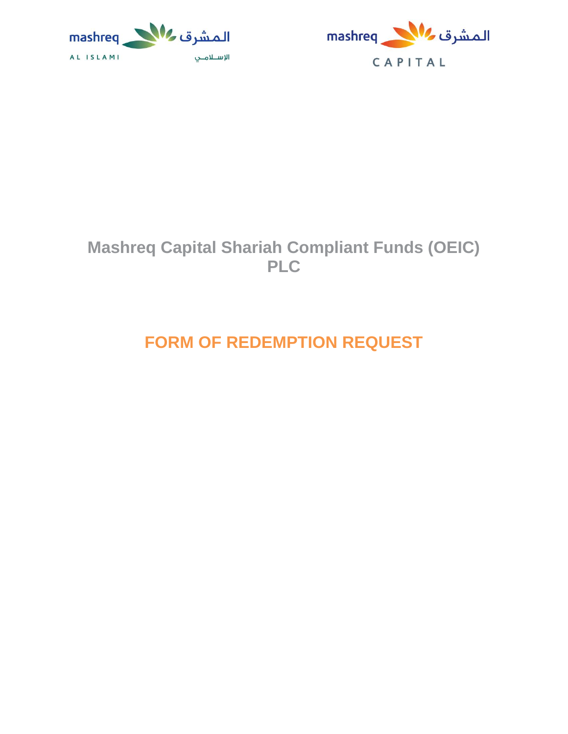mashreq المشرق
AL ISLAMI الإسلامي

mashreq المشرق
CAPITAL

# Mashreq Capital Shariah Compliant Funds (OEIC) PLC

# FORM OF REDEMPTION REQUEST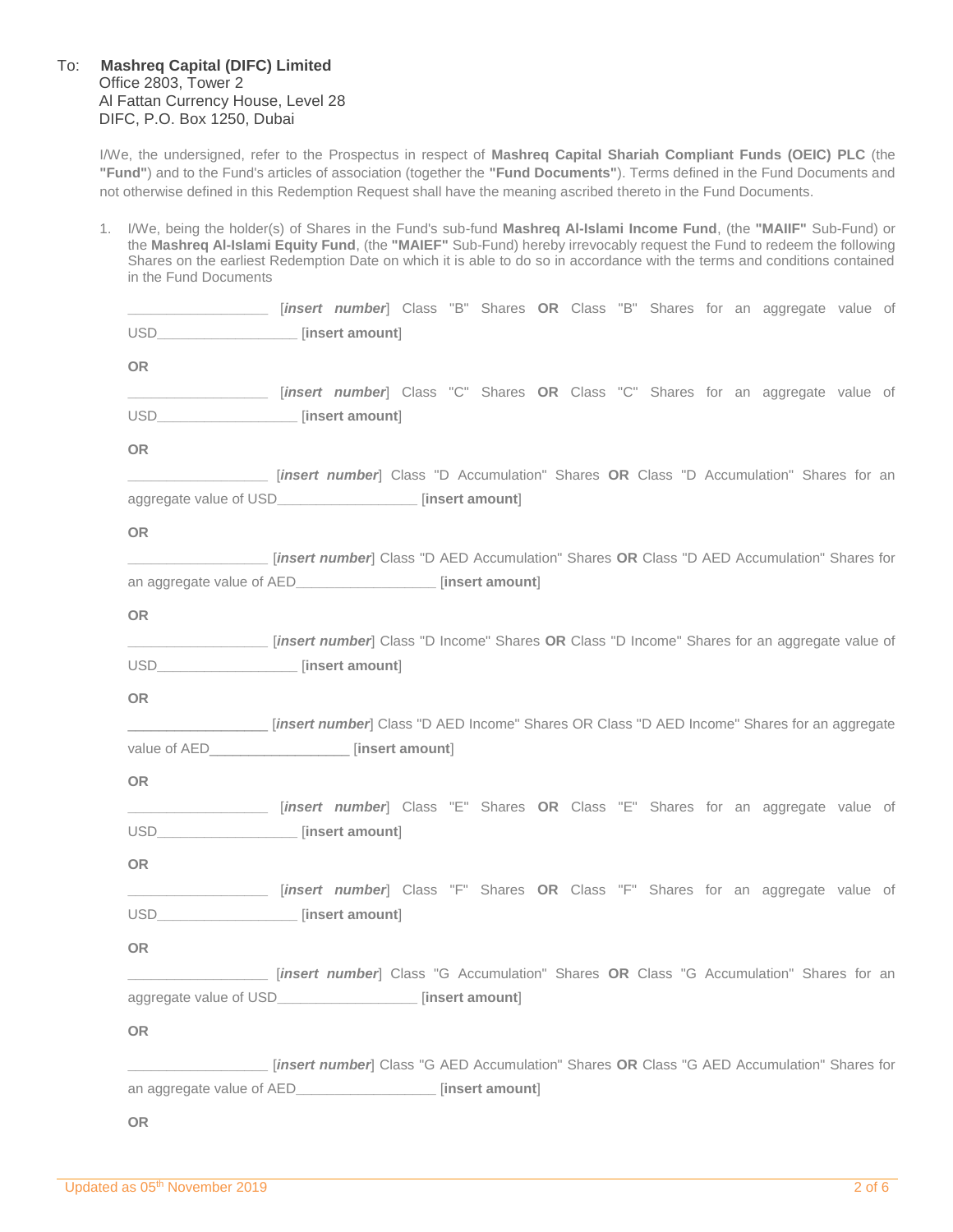To: **Mashreq Capital (DIFC) Limited**
Office 2803, Tower 2
Al Fattan Currency House, Level 28
DIFC, P.O. Box 1250, Dubai

I/We, the undersigned, refer to the Prospectus in respect of **Mashreq Capital Shariah Compliant Funds (OEIC) PLC** (the **"Fund"**) and to the Fund's articles of association (together the **"Fund Documents"**). Terms defined in the Fund Documents and not otherwise defined in this Redemption Request shall have the meaning ascribed thereto in the Fund Documents.

1. I/We, being the holder(s) of Shares in the Fund's sub-fund **Mashreq Al-Islami Income Fund**, (the **"MAIIF"** Sub-Fund) or the **Mashreq Al-Islami Equity Fund**, (the **"MAIEF"** Sub-Fund) hereby irrevocably request the Fund to redeem the following Shares on the earliest Redemption Date on which it is able to do so in accordance with the terms and conditions contained in the Fund Documents

__________________ [***insert number***] Class "B" Shares **OR** Class "B" Shares for an aggregate value of USD__________________ [**insert amount**]

**OR**

__________________ [***insert number***] Class "C" Shares **OR** Class "C" Shares for an aggregate value of USD__________________ [**insert amount**]

**OR**

__________________ [***insert number***] Class "D Accumulation" Shares **OR** Class "D Accumulation" Shares for an aggregate value of USD__________________ [**insert amount**]

**OR**

__________________ [***insert number***] Class "D AED Accumulation" Shares **OR** Class "D AED Accumulation" Shares for an aggregate value of AED__________________ [**insert amount**]

**OR**

__________________ [***insert number***] Class "D Income" Shares **OR** Class "D Income" Shares for an aggregate value of USD__________________ [**insert amount**]

**OR**

__________________ [***insert number***] Class "D AED Income" Shares OR Class "D AED Income" Shares for an aggregate value of AED__________________ [**insert amount**]

**OR**

__________________ [***insert number***] Class "E" Shares **OR** Class "E" Shares for an aggregate value of USD__________________ [**insert amount**]

**OR**

__________________ [***insert number***] Class "F" Shares **OR** Class "F" Shares for an aggregate value of USD__________________ [**insert amount**]

**OR**

__________________ [***insert number***] Class "G Accumulation" Shares **OR** Class "G Accumulation" Shares for an aggregate value of USD__________________ [**insert amount**]

**OR**

__________________ [***insert number***] Class "G AED Accumulation" Shares **OR** Class "G AED Accumulation" Shares for an aggregate value of AED__________________ [**insert amount**]

**OR**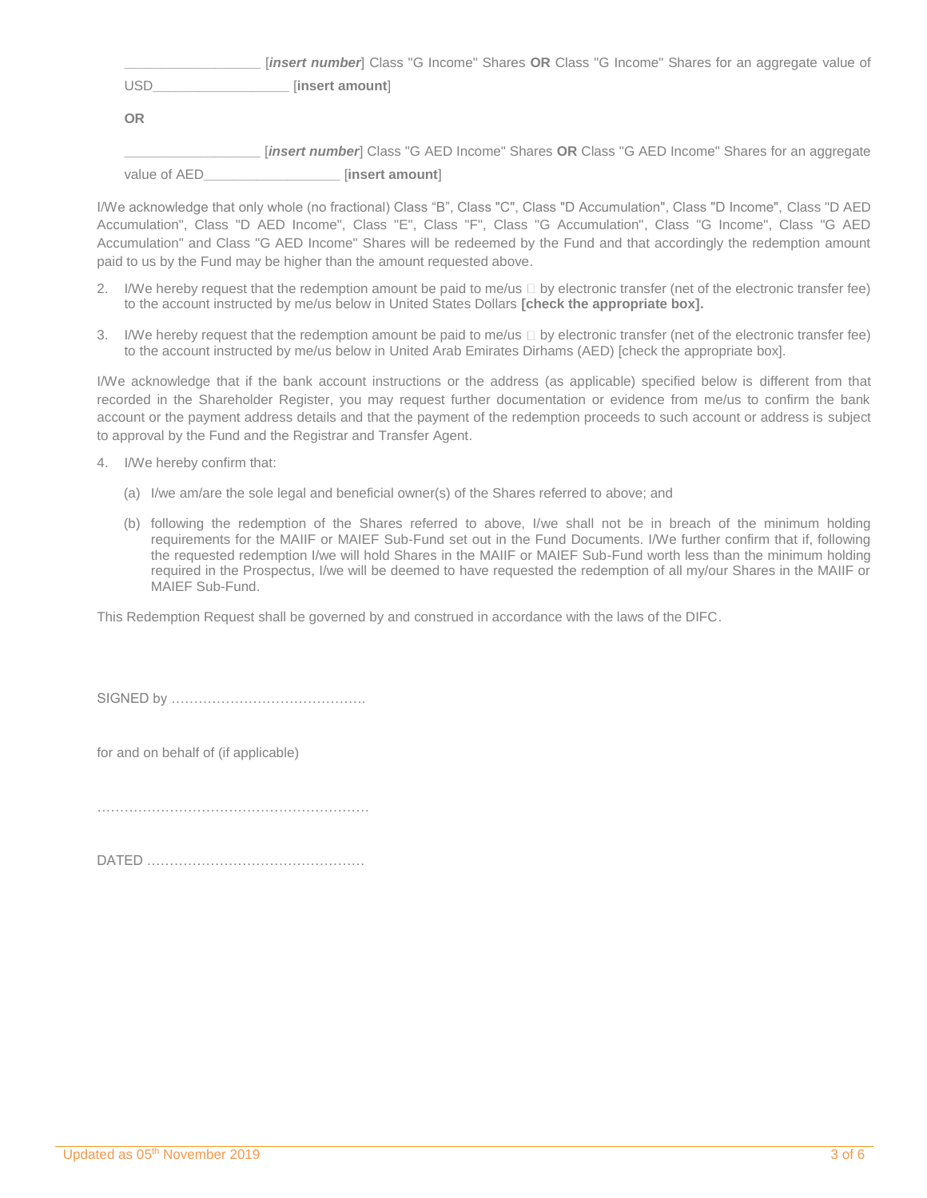__________________ [***insert number***] Class "G Income" Shares **OR** Class "G Income" Shares for an aggregate value of USD__________________ [**insert amount**]

**OR**

__________________ [***insert number***] Class "G AED Income" Shares **OR** Class "G AED Income" Shares for an aggregate value of AED__________________ [**insert amount**]

I/We acknowledge that only whole (no fractional) Class "B", Class "C", Class "D Accumulation", Class "D Income", Class "D AED Accumulation", Class "D AED Income", Class "E", Class "F", Class "G Accumulation", Class "G Income", Class "G AED Accumulation" and Class "G AED Income" Shares will be redeemed by the Fund and that accordingly the redemption amount paid to us by the Fund may be higher than the amount requested above.

2. I/We hereby request that the redemption amount be paid to me/us ☐ by electronic transfer (net of the electronic transfer fee) to the account instructed by me/us below in United States Dollars **[check the appropriate box].**

3. I/We hereby request that the redemption amount be paid to me/us ☐ by electronic transfer (net of the electronic transfer fee) to the account instructed by me/us below in United Arab Emirates Dirhams (AED) [check the appropriate box].

I/We acknowledge that if the bank account instructions or the address (as applicable) specified below is different from that recorded in the Shareholder Register, you may request further documentation or evidence from me/us to confirm the bank account or the payment address details and that the payment of the redemption proceeds to such account or address is subject to approval by the Fund and the Registrar and Transfer Agent.

4. I/We hereby confirm that:

   (a) I/we am/are the sole legal and beneficial owner(s) of the Shares referred to above; and

   (b) following the redemption of the Shares referred to above, I/we shall not be in breach of the minimum holding requirements for the MAIIF or MAIEF Sub-Fund set out in the Fund Documents. I/We further confirm that if, following the requested redemption I/we will hold Shares in the MAIIF or MAIEF Sub-Fund worth less than the minimum holding required in the Prospectus, I/we will be deemed to have requested the redemption of all my/our Shares in the MAIIF or MAIEF Sub-Fund.

This Redemption Request shall be governed by and construed in accordance with the laws of the DIFC.

SIGNED by …………………………………….

for and on behalf of (if applicable)

……………………………………………………

DATED …………………………………………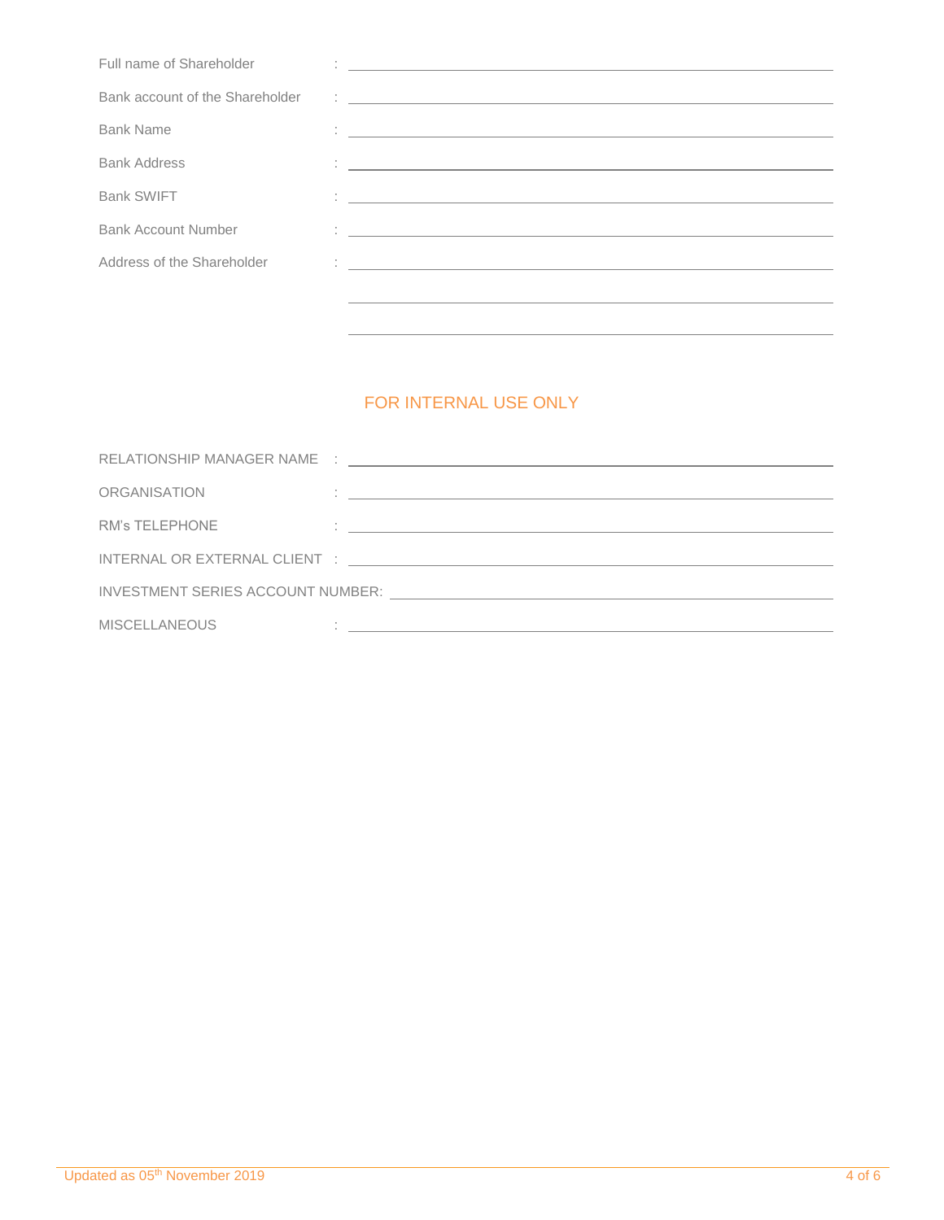Full name of Shareholder : ______________________________

Bank account of the Shareholder : ______________________________

Bank Name : ______________________________

Bank Address : ______________________________

Bank SWIFT : ______________________________

Bank Account Number : ______________________________

Address of the Shareholder : ______________________________

______________________________

______________________________

## FOR INTERNAL USE ONLY

RELATIONSHIP MANAGER NAME : ______________________________

ORGANISATION : ______________________________

RM's TELEPHONE : ______________________________

INTERNAL OR EXTERNAL CLIENT : ______________________________

INVESTMENT SERIES ACCOUNT NUMBER: ______________________________

MISCELLANEOUS : ______________________________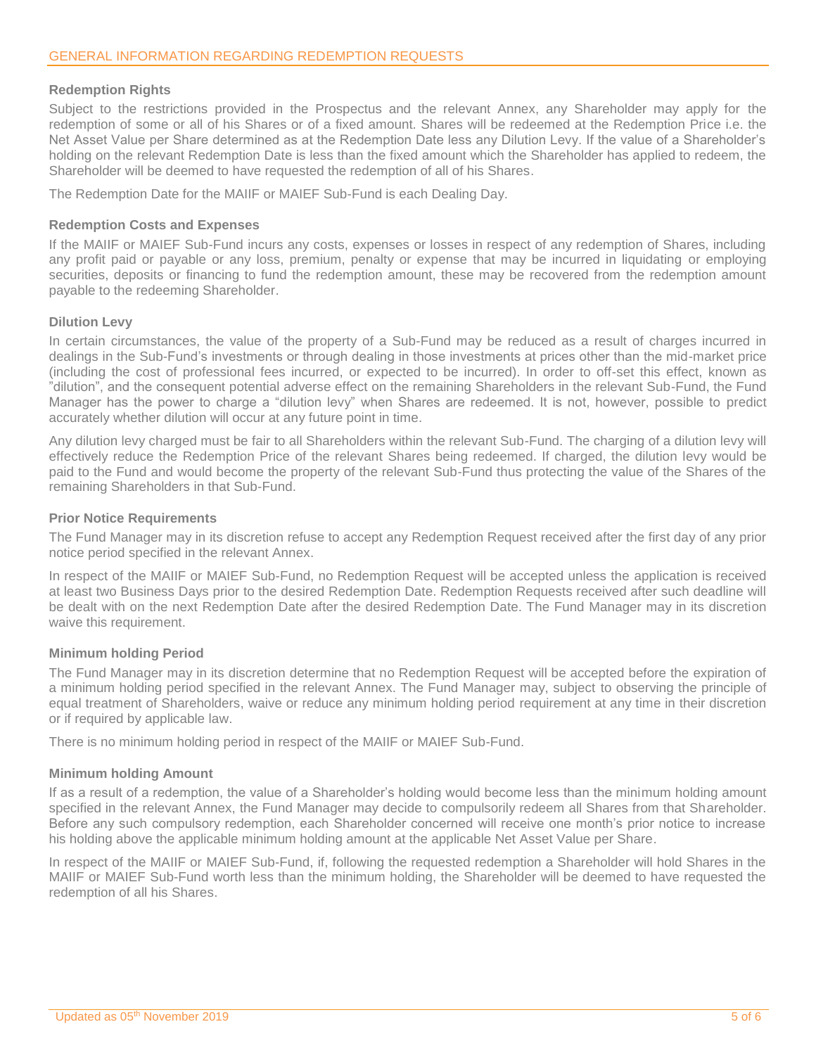## GENERAL INFORMATION REGARDING REDEMPTION REQUESTS

### Redemption Rights

Subject to the restrictions provided in the Prospectus and the relevant Annex, any Shareholder may apply for the redemption of some or all of his Shares or of a fixed amount. Shares will be redeemed at the Redemption Price i.e. the Net Asset Value per Share determined as at the Redemption Date less any Dilution Levy. If the value of a Shareholder's holding on the relevant Redemption Date is less than the fixed amount which the Shareholder has applied to redeem, the Shareholder will be deemed to have requested the redemption of all of his Shares.

The Redemption Date for the MAIIF or MAIEF Sub-Fund is each Dealing Day.

### Redemption Costs and Expenses

If the MAIIF or MAIEF Sub-Fund incurs any costs, expenses or losses in respect of any redemption of Shares, including any profit paid or payable or any loss, premium, penalty or expense that may be incurred in liquidating or employing securities, deposits or financing to fund the redemption amount, these may be recovered from the redemption amount payable to the redeeming Shareholder.

### Dilution Levy

In certain circumstances, the value of the property of a Sub-Fund may be reduced as a result of charges incurred in dealings in the Sub-Fund's investments or through dealing in those investments at prices other than the mid-market price (including the cost of professional fees incurred, or expected to be incurred). In order to off-set this effect, known as "dilution", and the consequent potential adverse effect on the remaining Shareholders in the relevant Sub-Fund, the Fund Manager has the power to charge a "dilution levy" when Shares are redeemed. It is not, however, possible to predict accurately whether dilution will occur at any future point in time.

Any dilution levy charged must be fair to all Shareholders within the relevant Sub-Fund. The charging of a dilution levy will effectively reduce the Redemption Price of the relevant Shares being redeemed. If charged, the dilution levy would be paid to the Fund and would become the property of the relevant Sub-Fund thus protecting the value of the Shares of the remaining Shareholders in that Sub-Fund.

### Prior Notice Requirements

The Fund Manager may in its discretion refuse to accept any Redemption Request received after the first day of any prior notice period specified in the relevant Annex.

In respect of the MAIIF or MAIEF Sub-Fund, no Redemption Request will be accepted unless the application is received at least two Business Days prior to the desired Redemption Date. Redemption Requests received after such deadline will be dealt with on the next Redemption Date after the desired Redemption Date. The Fund Manager may in its discretion waive this requirement.

### Minimum holding Period

The Fund Manager may in its discretion determine that no Redemption Request will be accepted before the expiration of a minimum holding period specified in the relevant Annex. The Fund Manager may, subject to observing the principle of equal treatment of Shareholders, waive or reduce any minimum holding period requirement at any time in their discretion or if required by applicable law.

There is no minimum holding period in respect of the MAIIF or MAIEF Sub-Fund.

### Minimum holding Amount

If as a result of a redemption, the value of a Shareholder's holding would become less than the minimum holding amount specified in the relevant Annex, the Fund Manager may decide to compulsorily redeem all Shares from that Shareholder. Before any such compulsory redemption, each Shareholder concerned will receive one month's prior notice to increase his holding above the applicable minimum holding amount at the applicable Net Asset Value per Share.

In respect of the MAIIF or MAIEF Sub-Fund, if, following the requested redemption a Shareholder will hold Shares in the MAIIF or MAIEF Sub-Fund worth less than the minimum holding, the Shareholder will be deemed to have requested the redemption of all his Shares.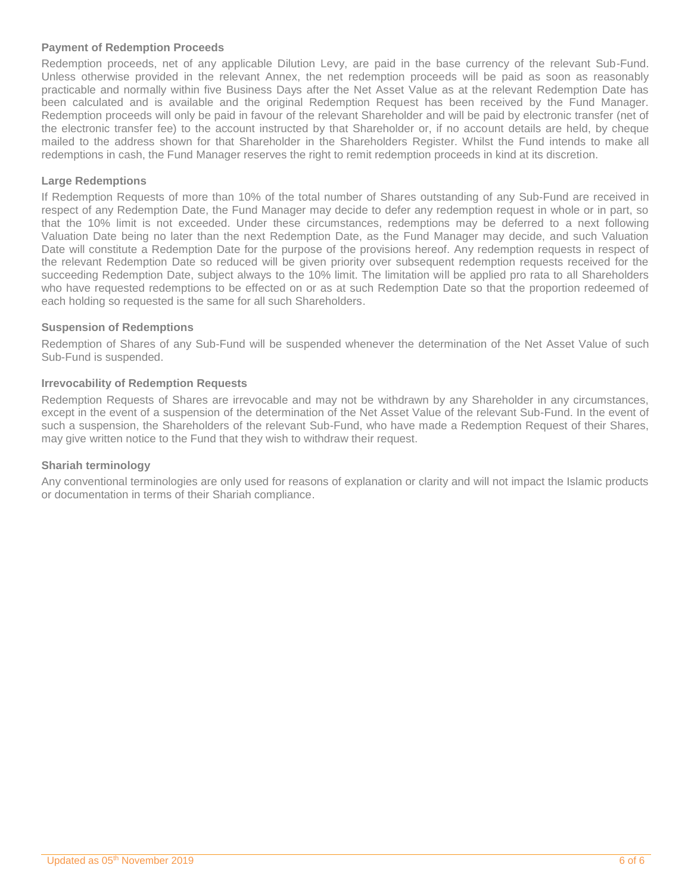### Payment of Redemption Proceeds

Redemption proceeds, net of any applicable Dilution Levy, are paid in the base currency of the relevant Sub-Fund. Unless otherwise provided in the relevant Annex, the net redemption proceeds will be paid as soon as reasonably practicable and normally within five Business Days after the Net Asset Value as at the relevant Redemption Date has been calculated and is available and the original Redemption Request has been received by the Fund Manager. Redemption proceeds will only be paid in favour of the relevant Shareholder and will be paid by electronic transfer (net of the electronic transfer fee) to the account instructed by that Shareholder or, if no account details are held, by cheque mailed to the address shown for that Shareholder in the Shareholders Register. Whilst the Fund intends to make all redemptions in cash, the Fund Manager reserves the right to remit redemption proceeds in kind at its discretion.

### Large Redemptions

If Redemption Requests of more than 10% of the total number of Shares outstanding of any Sub-Fund are received in respect of any Redemption Date, the Fund Manager may decide to defer any redemption request in whole or in part, so that the 10% limit is not exceeded. Under these circumstances, redemptions may be deferred to a next following Valuation Date being no later than the next Redemption Date, as the Fund Manager may decide, and such Valuation Date will constitute a Redemption Date for the purpose of the provisions hereof. Any redemption requests in respect of the relevant Redemption Date so reduced will be given priority over subsequent redemption requests received for the succeeding Redemption Date, subject always to the 10% limit. The limitation will be applied pro rata to all Shareholders who have requested redemptions to be effected on or as at such Redemption Date so that the proportion redeemed of each holding so requested is the same for all such Shareholders.

### Suspension of Redemptions

Redemption of Shares of any Sub-Fund will be suspended whenever the determination of the Net Asset Value of such Sub-Fund is suspended.

### Irrevocability of Redemption Requests

Redemption Requests of Shares are irrevocable and may not be withdrawn by any Shareholder in any circumstances, except in the event of a suspension of the determination of the Net Asset Value of the relevant Sub-Fund. In the event of such a suspension, the Shareholders of the relevant Sub-Fund, who have made a Redemption Request of their Shares, may give written notice to the Fund that they wish to withdraw their request.

### Shariah terminology

Any conventional terminologies are only used for reasons of explanation or clarity and will not impact the Islamic products or documentation in terms of their Shariah compliance.